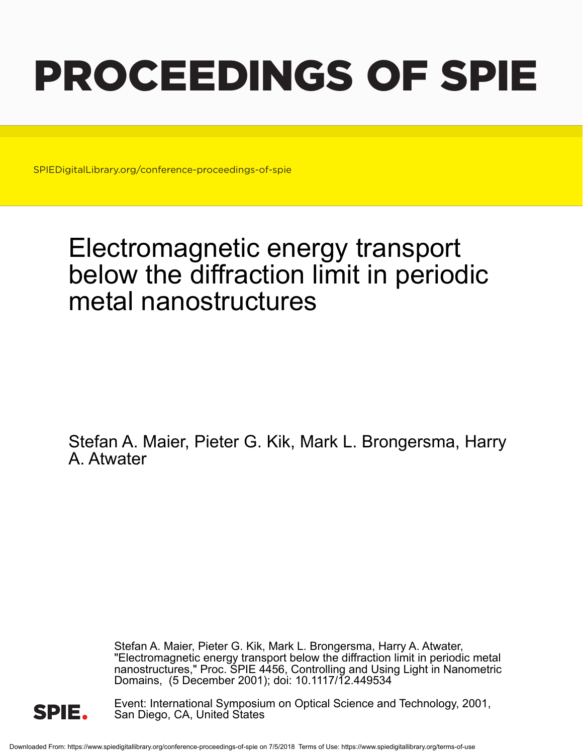# PROCEEDINGS OF SPIE

SPIEDigitalLibrary.org/conference-proceedings-of-spie

# Electromagnetic energy transport below the diffraction limit in periodic metal nanostructures

Stefan A. Maier, Pieter G. Kik, Mark L. Brongersma, Harry A. Atwater

Stefan A. Maier, Pieter G. Kik, Mark L. Brongersma, Harry A. Atwater, "Electromagnetic energy transport below the diffraction limit in periodic metal nanostructures," Proc. SPIE 4456, Controlling and Using Light in Nanometric Domains, (5 December 2001); doi: 10.1117/12.449534

Event: International Symposium on Optical Science and Technology, 2001, San Diego, CA, United States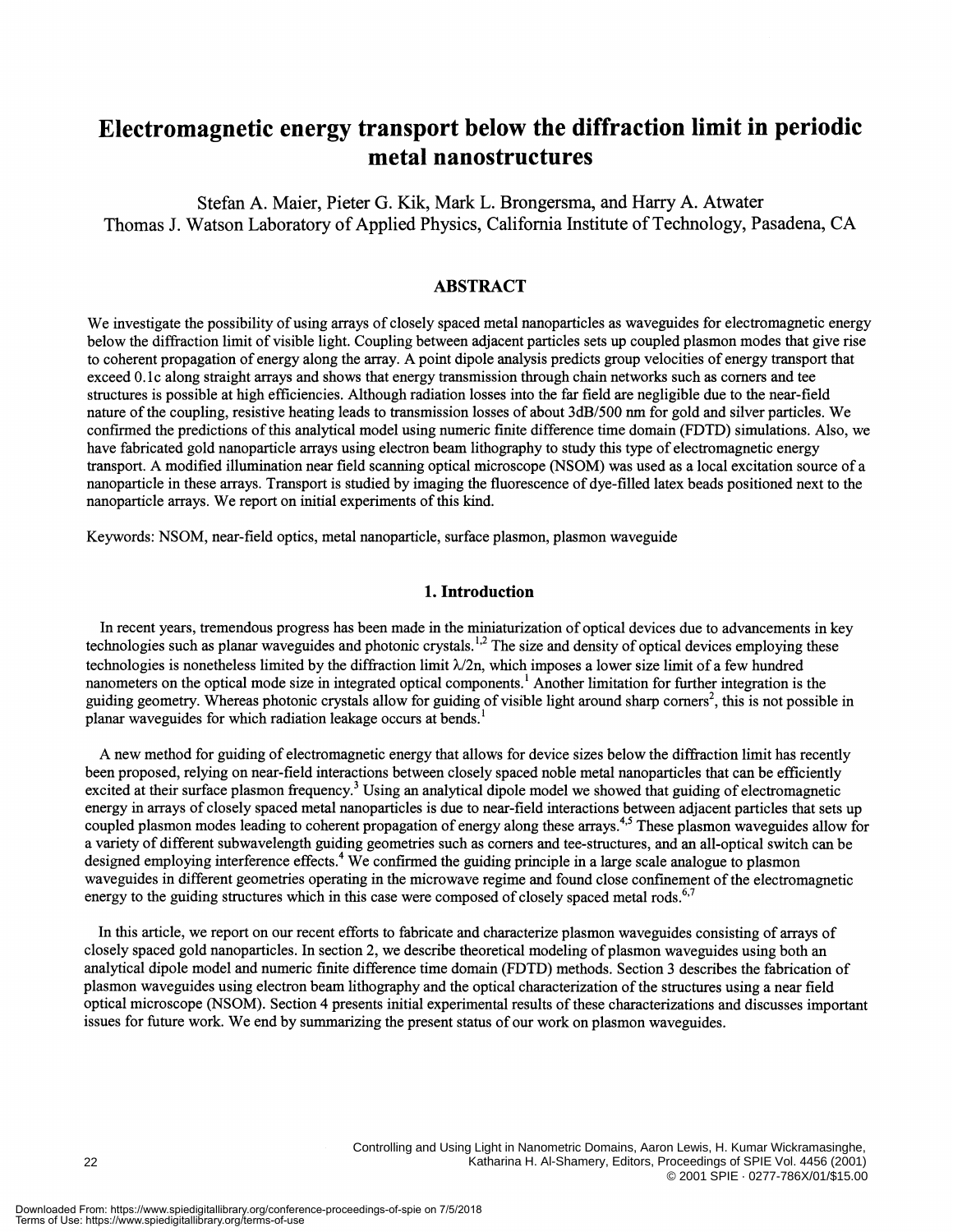# Electromagnetic energy transport below the diffraction limit in periodic metal nanostructures

Stefan A. Maier, Pieter G. Kik, Mark L. Brongersma, and Harry A. Atwater
Thomas J. Watson Laboratory of Applied Physics, California Institute of Technology, Pasadena, CA

## ABSTRACT

We investigate the possibility of using arrays of closely spaced metal nanoparticles as waveguides for electromagnetic energy below the diffraction limit of visible light. Coupling between adjacent particles sets up coupled plasmon modes that give rise to coherent propagation of energy along the array. A point dipole analysis predicts group velocities of energy transport that exceed 0.1c along straight arrays and shows that energy transmission through chain networks such as corners and tee structures is possible at high efficiencies. Although radiation losses into the far field are negligible due to the near-field nature of the coupling, resistive heating leads to transmission losses of about 3dB/500 nm for gold and silver particles. We confirmed the predictions of this analytical model using numeric finite difference time domain (FDTD) simulations. Also, we have fabricated gold nanoparticle arrays using electron beam lithography to study this type of electromagnetic energy transport. A modified illumination near field scanning optical microscope (NSOM) was used as a local excitation source of a nanoparticle in these arrays. Transport is studied by imaging the fluorescence of dye-filled latex beads positioned next to the nanoparticle arrays. We report on initial experiments of this kind.

Keywords: NSOM, near-field optics, metal nanoparticle, surface plasmon, plasmon waveguide

## 1. Introduction

In recent years, tremendous progress has been made in the miniaturization of optical devices due to advancements in key technologies such as planar waveguides and photonic crystals.[1,2] The size and density of optical devices employing these technologies is nonetheless limited by the diffraction limit $\lambda/2n$, which imposes a lower size limit of a few hundred nanometers on the optical mode size in integrated optical components.[1] Another limitation for further integration is the guiding geometry. Whereas photonic crystals allow for guiding of visible light around sharp corners[2], this is not possible in planar waveguides for which radiation leakage occurs at bends.[1]

A new method for guiding of electromagnetic energy that allows for device sizes below the diffraction limit has recently been proposed, relying on near-field interactions between closely spaced noble metal nanoparticles that can be efficiently excited at their surface plasmon frequency.[3] Using an analytical dipole model we showed that guiding of electromagnetic energy in arrays of closely spaced metal nanoparticles is due to near-field interactions between adjacent particles that sets up coupled plasmon modes leading to coherent propagation of energy along these arrays.[4,5] These plasmon waveguides allow for a variety of different subwavelength guiding geometries such as corners and tee-structures, and an all-optical switch can be designed employing interference effects.[4] We confirmed the guiding principle in a large scale analogue to plasmon waveguides in different geometries operating in the microwave regime and found close confinement of the electromagnetic energy to the guiding structures which in this case were composed of closely spaced metal rods.[6,7]

In this article, we report on our recent efforts to fabricate and characterize plasmon waveguides consisting of arrays of closely spaced gold nanoparticles. In section 2, we describe theoretical modeling of plasmon waveguides using both an analytical dipole model and numeric finite difference time domain (FDTD) methods. Section 3 describes the fabrication of plasmon waveguides using electron beam lithography and the optical characterization of the structures using a near field optical microscope (NSOM). Section 4 presents initial experimental results of these characterizations and discusses important issues for future work. We end by summarizing the present status of our work on plasmon waveguides.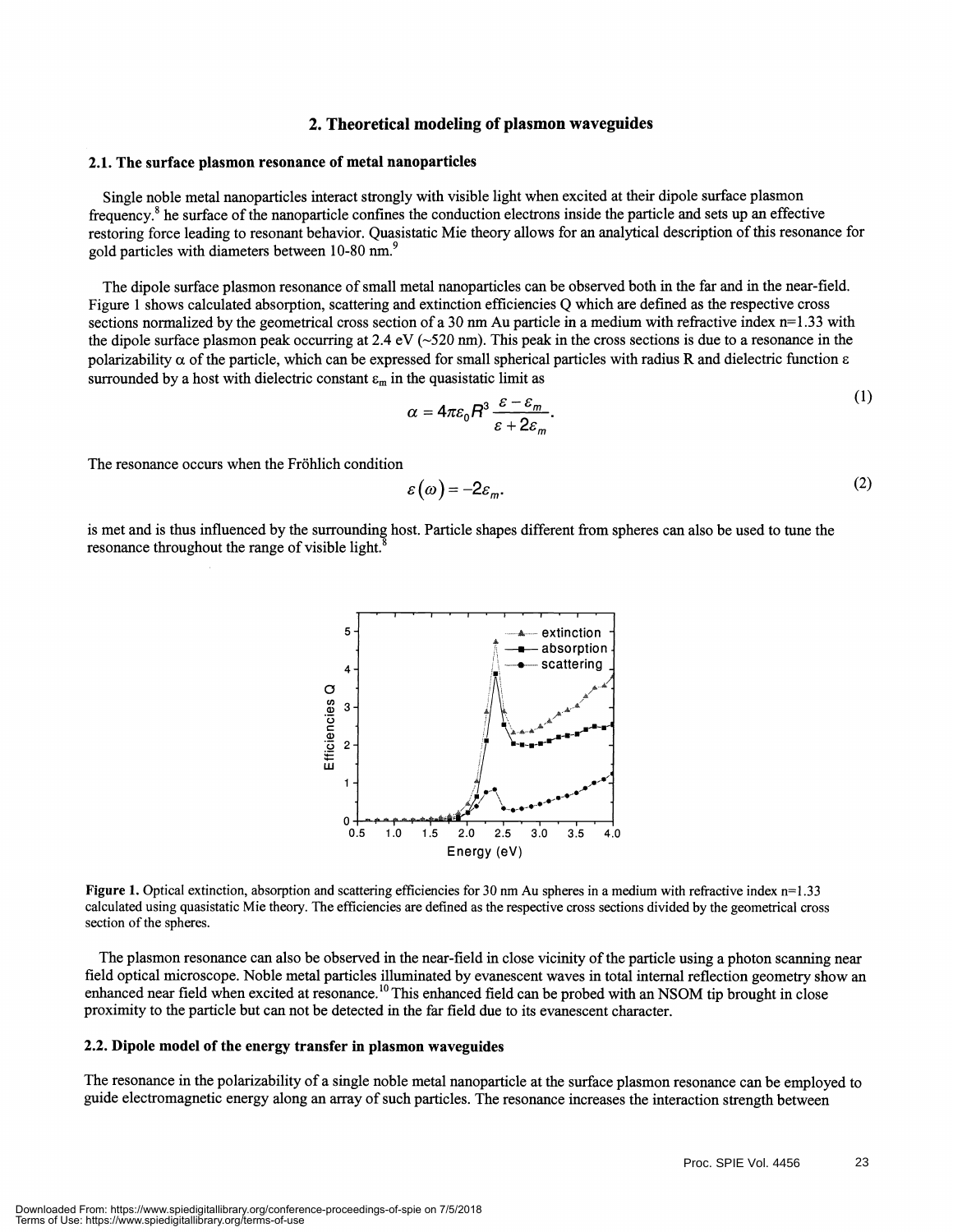## 2. Theoretical modeling of plasmon waveguides

### 2.1. The surface plasmon resonance of metal nanoparticles

Single noble metal nanoparticles interact strongly with visible light when excited at their dipole surface plasmon frequency.[8] he surface of the nanoparticle confines the conduction electrons inside the particle and sets up an effective restoring force leading to resonant behavior. Quasistatic Mie theory allows for an analytical description of this resonance for gold particles with diameters between 10-80 nm.[9]

The dipole surface plasmon resonance of small metal nanoparticles can be observed both in the far and in the near-field. Figure 1 shows calculated absorption, scattering and extinction efficiencies Q which are defined as the respective cross sections normalized by the geometrical cross section of a 30 nm Au particle in a medium with refractive index n=1.33 with the dipole surface plasmon peak occurring at 2.4 eV (~520 nm). This peak in the cross sections is due to a resonance in the polarizability $\alpha$ of the particle, which can be expressed for small spherical particles with radius R and dielectric function $\varepsilon$ surrounded by a host with dielectric constant $\varepsilon_m$ in the quasistatic limit as

$$\alpha = 4\pi\varepsilon_0 R^3 \frac{\varepsilon - \varepsilon_m}{\varepsilon + 2\varepsilon_m}. \tag{1}$$

The resonance occurs when the Fröhlich condition

$$\varepsilon(\omega) = -2\varepsilon_m. \tag{2}$$

is met and is thus influenced by the surrounding host. Particle shapes different from spheres can also be used to tune the resonance throughout the range of visible light.[8]

**Figure 1.** Optical extinction, absorption and scattering efficiencies for 30 nm Au spheres in a medium with refractive index n=1.33 calculated using quasistatic Mie theory. The efficiencies are defined as the respective cross sections divided by the geometrical cross section of the spheres.

The plasmon resonance can also be observed in the near-field in close vicinity of the particle using a photon scanning near field optical microscope. Noble metal particles illuminated by evanescent waves in total internal reflection geometry show an enhanced near field when excited at resonance.[10] This enhanced field can be probed with an NSOM tip brought in close proximity to the particle but can not be detected in the far field due to its evanescent character.

### 2.2. Dipole model of the energy transfer in plasmon waveguides

The resonance in the polarizability of a single noble metal nanoparticle at the surface plasmon resonance can be employed to guide electromagnetic energy along an array of such particles. The resonance increases the interaction strength between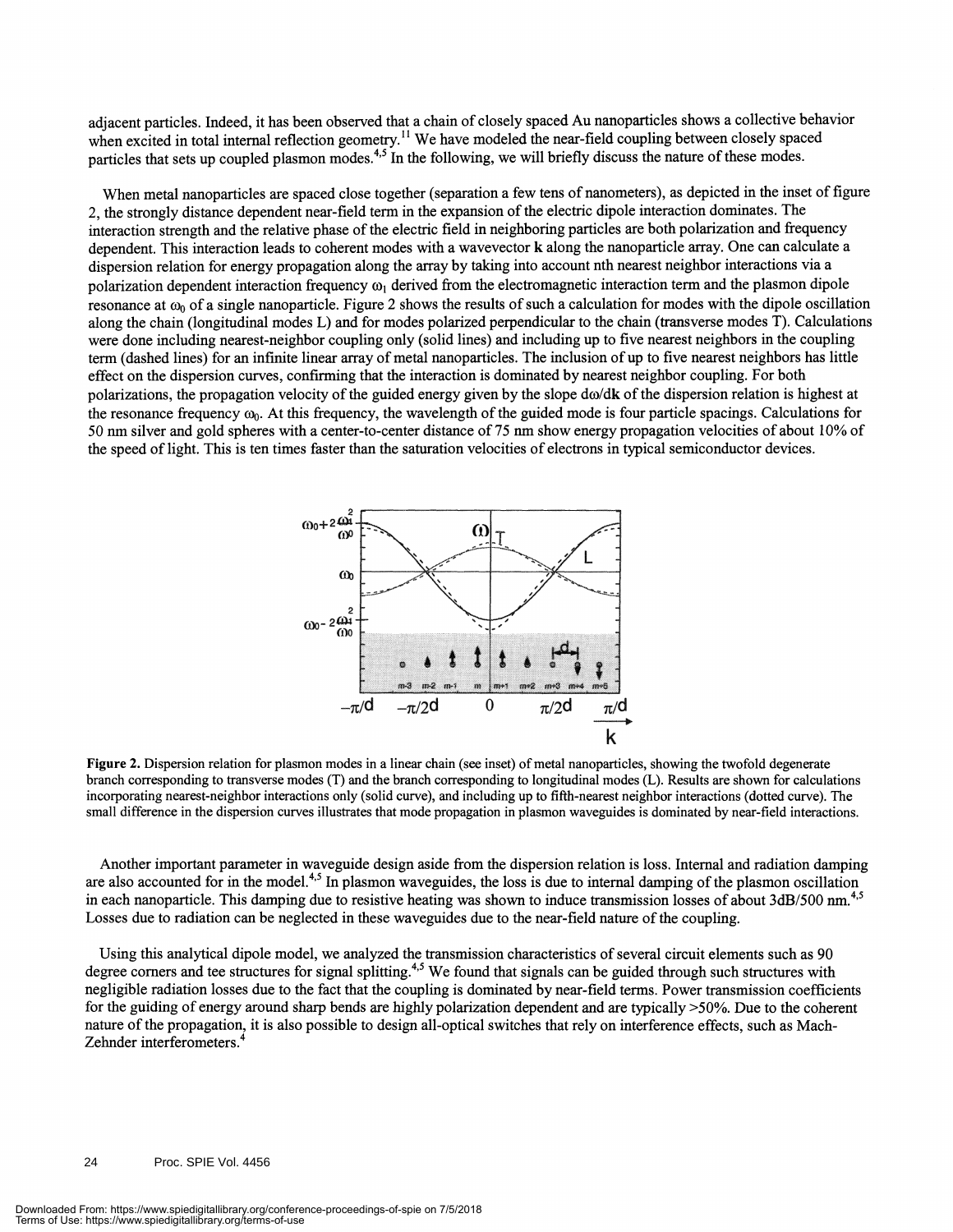adjacent particles. Indeed, it has been observed that a chain of closely spaced Au nanoparticles shows a collective behavior when excited in total internal reflection geometry.[11] We have modeled the near-field coupling between closely spaced particles that sets up coupled plasmon modes.[4,5] In the following, we will briefly discuss the nature of these modes.

When metal nanoparticles are spaced close together (separation a few tens of nanometers), as depicted in the inset of figure 2, the strongly distance dependent near-field term in the expansion of the electric dipole interaction dominates. The interaction strength and the relative phase of the electric field in neighboring particles are both polarization and frequency dependent. This interaction leads to coherent modes with a wavevector **k** along the nanoparticle array. One can calculate a dispersion relation for energy propagation along the array by taking into account nth nearest neighbor interactions via a polarization dependent interaction frequency $\omega_1$ derived from the electromagnetic interaction term and the plasmon dipole resonance at $\omega_0$ of a single nanoparticle. Figure 2 shows the results of such a calculation for modes with the dipole oscillation along the chain (longitudinal modes L) and for modes polarized perpendicular to the chain (transverse modes T). Calculations were done including nearest-neighbor coupling only (solid lines) and including up to five nearest neighbors in the coupling term (dashed lines) for an infinite linear array of metal nanoparticles. The inclusion of up to five nearest neighbors has little effect on the dispersion curves, confirming that the interaction is dominated by nearest neighbor coupling. For both polarizations, the propagation velocity of the guided energy given by the slope $d\omega/d\mathbf{k}$ of the dispersion relation is highest at the resonance frequency $\omega_0$. At this frequency, the wavelength of the guided mode is four particle spacings. Calculations for 50 nm silver and gold spheres with a center-to-center distance of 75 nm show energy propagation velocities of about 10% of the speed of light. This is ten times faster than the saturation velocities of electrons in typical semiconductor devices.

**Figure 2.** Dispersion relation for plasmon modes in a linear chain (see inset) of metal nanoparticles, showing the twofold degenerate branch corresponding to transverse modes (T) and the branch corresponding to longitudinal modes (L). Results are shown for calculations incorporating nearest-neighbor interactions only (solid curve), and including up to fifth-nearest neighbor interactions (dotted curve). The small difference in the dispersion curves illustrates that mode propagation in plasmon waveguides is dominated by near-field interactions.

Another important parameter in waveguide design aside from the dispersion relation is loss. Internal and radiation damping are also accounted for in the model.[4,5] In plasmon waveguides, the loss is due to internal damping of the plasmon oscillation in each nanoparticle. This damping due to resistive heating was shown to induce transmission losses of about 3dB/500 nm.[4,5] Losses due to radiation can be neglected in these waveguides due to the near-field nature of the coupling.

Using this analytical dipole model, we analyzed the transmission characteristics of several circuit elements such as 90 degree corners and tee structures for signal splitting.[4,5] We found that signals can be guided through such structures with negligible radiation losses due to the fact that the coupling is dominated by near-field terms. Power transmission coefficients for the guiding of energy around sharp bends are highly polarization dependent and are typically >50%. Due to the coherent nature of the propagation, it is also possible to design all-optical switches that rely on interference effects, such as Mach-Zehnder interferometers.[4]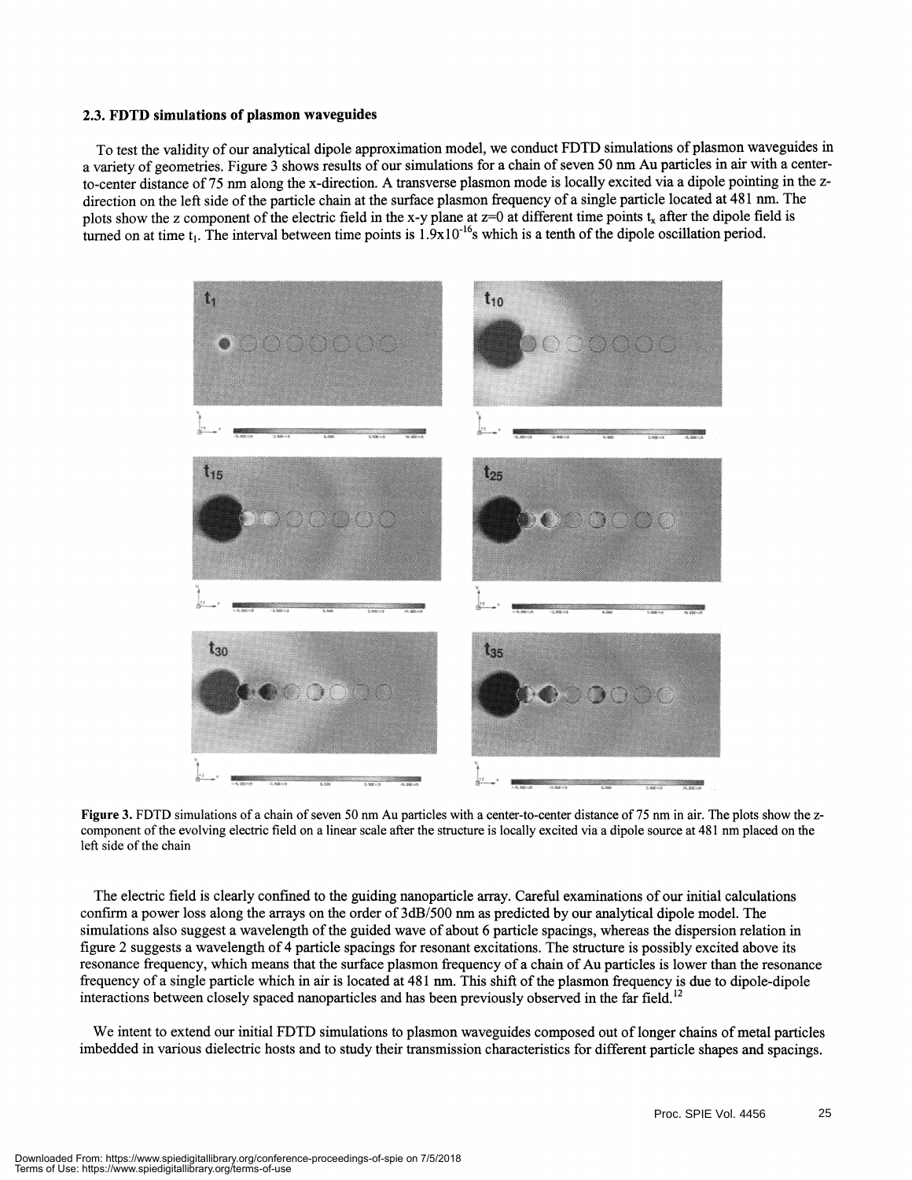### 2.3. FDTD simulations of plasmon waveguides

To test the validity of our analytical dipole approximation model, we conduct FDTD simulations of plasmon waveguides in a variety of geometries. Figure 3 shows results of our simulations for a chain of seven 50 nm Au particles in air with a center-to-center distance of 75 nm along the x-direction. A transverse plasmon mode is locally excited via a dipole pointing in the z-direction on the left side of the particle chain at the surface plasmon frequency of a single particle located at 481 nm. The plots show the z component of the electric field in the x-y plane at z=0 at different time points $t_x$ after the dipole field is turned on at time $t_1$. The interval between time points is $1.9\times10^{-16}$s which is a tenth of the dipole oscillation period.

**Figure 3.** FDTD simulations of a chain of seven 50 nm Au particles with a center-to-center distance of 75 nm in air. The plots show the z-component of the evolving electric field on a linear scale after the structure is locally excited via a dipole source at 481 nm placed on the left side of the chain

The electric field is clearly confined to the guiding nanoparticle array. Careful examinations of our initial calculations confirm a power loss along the arrays on the order of 3dB/500 nm as predicted by our analytical dipole model. The simulations also suggest a wavelength of the guided wave of about 6 particle spacings, whereas the dispersion relation in figure 2 suggests a wavelength of 4 particle spacings for resonant excitations. The structure is possibly excited above its resonance frequency, which means that the surface plasmon frequency of a chain of Au particles is lower than the resonance frequency of a single particle which in air is located at 481 nm. This shift of the plasmon frequency is due to dipole-dipole interactions between closely spaced nanoparticles and has been previously observed in the far field.[12]

We intent to extend our initial FDTD simulations to plasmon waveguides composed out of longer chains of metal particles imbedded in various dielectric hosts and to study their transmission characteristics for different particle shapes and spacings.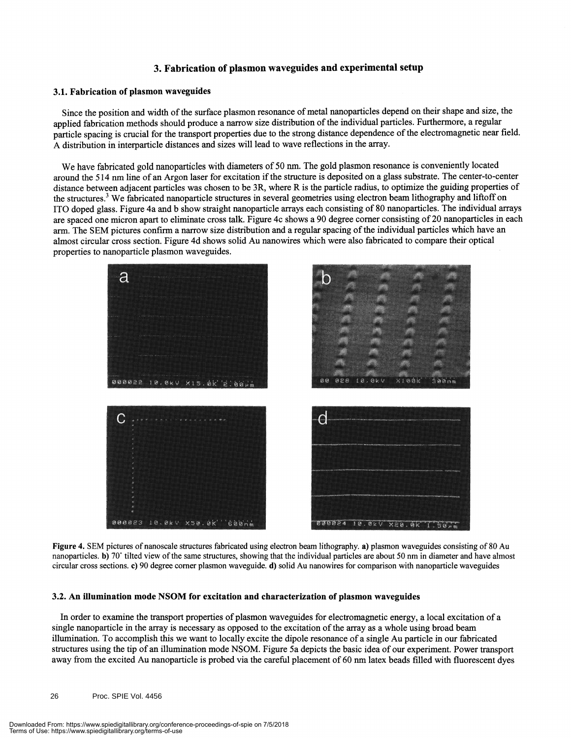## 3. Fabrication of plasmon waveguides and experimental setup

### 3.1. Fabrication of plasmon waveguides

Since the position and width of the surface plasmon resonance of metal nanoparticles depend on their shape and size, the applied fabrication methods should produce a narrow size distribution of the individual particles. Furthermore, a regular particle spacing is crucial for the transport properties due to the strong distance dependence of the electromagnetic near field. A distribution in interparticle distances and sizes will lead to wave reflections in the array.

We have fabricated gold nanoparticles with diameters of 50 nm. The gold plasmon resonance is conveniently located around the 514 nm line of an Argon laser for excitation if the structure is deposited on a glass substrate. The center-to-center distance between adjacent particles was chosen to be 3R, where R is the particle radius, to optimize the guiding properties of the structures.[3] We fabricated nanoparticle structures in several geometries using electron beam lithography and liftoff on ITO doped glass. Figure 4a and b show straight nanoparticle arrays each consisting of 80 nanoparticles. The individual arrays are spaced one micron apart to eliminate cross talk. Figure 4c shows a 90 degree corner consisting of 20 nanoparticles in each arm. The SEM pictures confirm a narrow size distribution and a regular spacing of the individual particles which have an almost circular cross section. Figure 4d shows solid Au nanowires which were also fabricated to compare their optical properties to nanoparticle plasmon waveguides.

**Figure 4.** SEM pictures of nanoscale structures fabricated using electron beam lithography. **a)** plasmon waveguides consisting of 80 Au nanoparticles. **b)** 70° tilted view of the same structures, showing that the individual particles are about 50 nm in diameter and have almost circular cross sections. **c)** 90 degree corner plasmon waveguide. **d)** solid Au nanowires for comparison with nanoparticle waveguides

### 3.2. An illumination mode NSOM for excitation and characterization of plasmon waveguides

In order to examine the transport properties of plasmon waveguides for electromagnetic energy, a local excitation of a single nanoparticle in the array is necessary as opposed to the excitation of the array as a whole using broad beam illumination. To accomplish this we want to locally excite the dipole resonance of a single Au particle in our fabricated structures using the tip of an illumination mode NSOM. Figure 5a depicts the basic idea of our experiment. Power transport away from the excited Au nanoparticle is probed via the careful placement of 60 nm latex beads filled with fluorescent dyes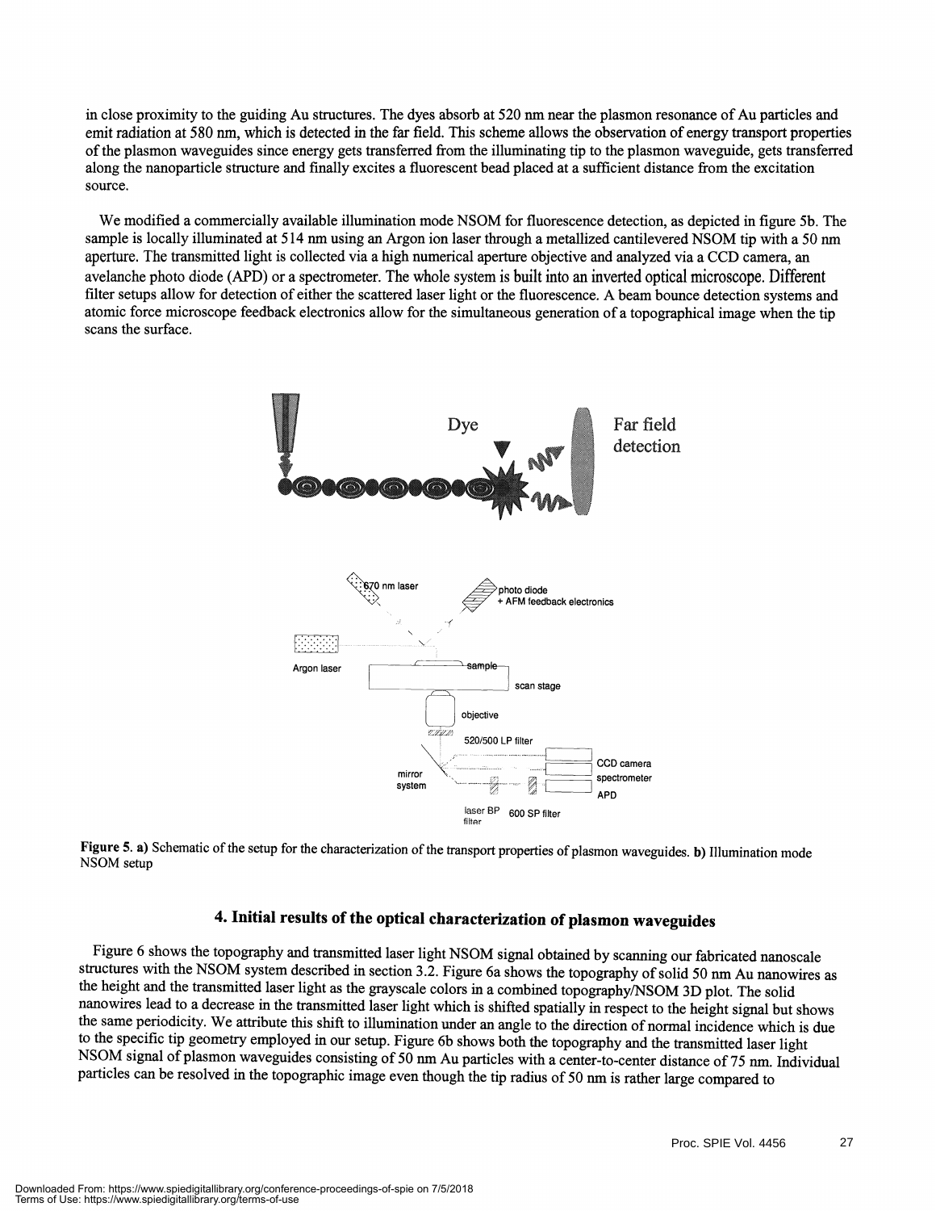in close proximity to the guiding Au structures. The dyes absorb at 520 nm near the plasmon resonance of Au particles and emit radiation at 580 nm, which is detected in the far field. This scheme allows the observation of energy transport properties of the plasmon waveguides since energy gets transferred from the illuminating tip to the plasmon waveguide, gets transferred along the nanoparticle structure and finally excites a fluorescent bead placed at a sufficient distance from the excitation source.

We modified a commercially available illumination mode NSOM for fluorescence detection, as depicted in figure 5b. The sample is locally illuminated at 514 nm using an Argon ion laser through a metallized cantilevered NSOM tip with a 50 nm aperture. The transmitted light is collected via a high numerical aperture objective and analyzed via a CCD camera, an avelanche photo diode (APD) or a spectrometer. The whole system is built into an inverted optical microscope. Different filter setups allow for detection of either the scattered laser light or the fluorescence. A beam bounce detection systems and atomic force microscope feedback electronics allow for the simultaneous generation of a topographical image when the tip scans the surface.

**Figure 5. a)** Schematic of the setup for the characterization of the transport properties of plasmon waveguides. **b)** Illumination mode NSOM setup

## 4. Initial results of the optical characterization of plasmon waveguides

Figure 6 shows the topography and transmitted laser light NSOM signal obtained by scanning our fabricated nanoscale structures with the NSOM system described in section 3.2. Figure 6a shows the topography of solid 50 nm Au nanowires as the height and the transmitted laser light as the grayscale colors in a combined topography/NSOM 3D plot. The solid nanowires lead to a decrease in the transmitted laser light which is shifted spatially in respect to the height signal but shows the same periodicity. We attribute this shift to illumination under an angle to the direction of normal incidence which is due to the specific tip geometry employed in our setup. Figure 6b shows both the topography and the transmitted laser light NSOM signal of plasmon waveguides consisting of 50 nm Au particles with a center-to-center distance of 75 nm. Individual particles can be resolved in the topographic image even though the tip radius of 50 nm is rather large compared to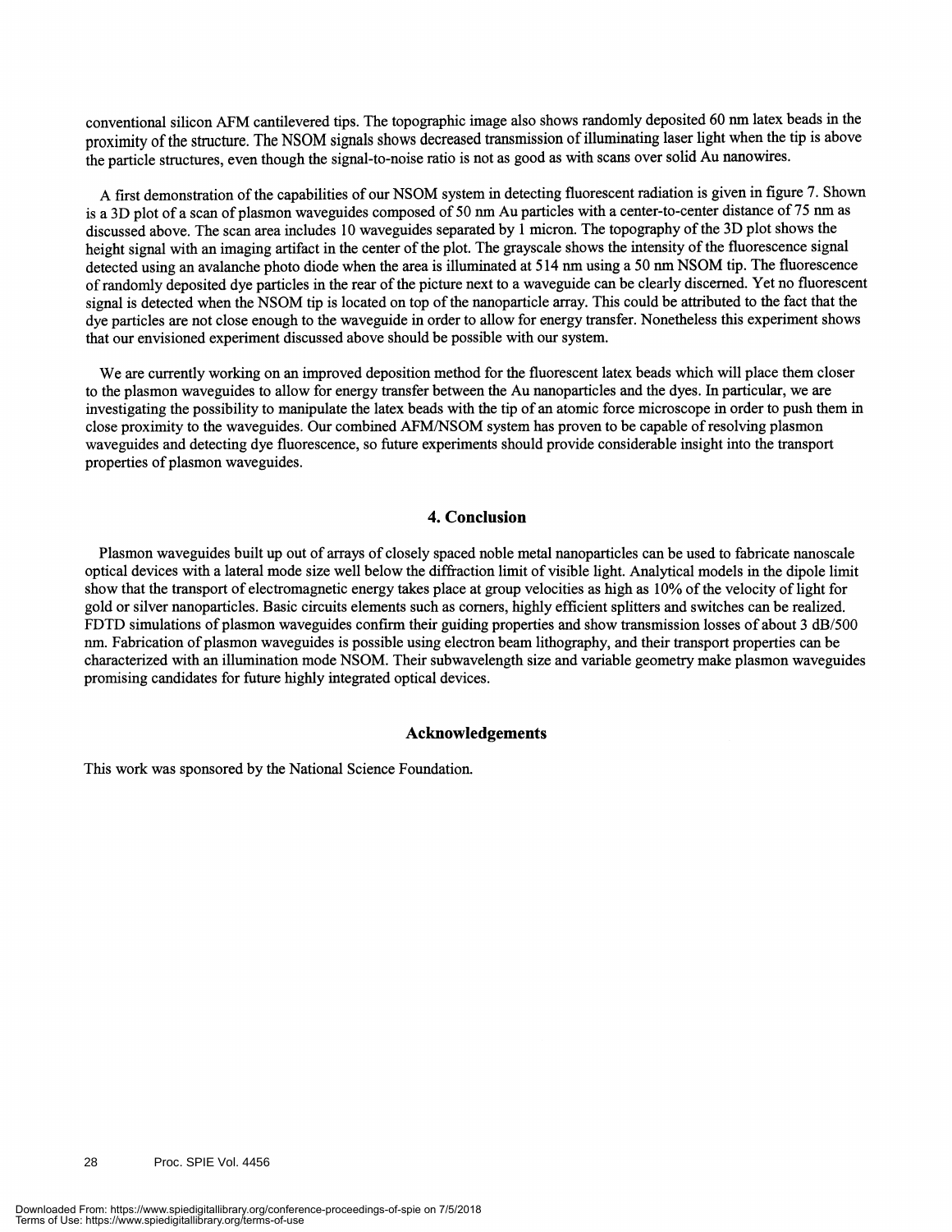conventional silicon AFM cantilevered tips. The topographic image also shows randomly deposited 60 nm latex beads in the proximity of the structure. The NSOM signals shows decreased transmission of illuminating laser light when the tip is above the particle structures, even though the signal-to-noise ratio is not as good as with scans over solid Au nanowires.

A first demonstration of the capabilities of our NSOM system in detecting fluorescent radiation is given in figure 7. Shown is a 3D plot of a scan of plasmon waveguides composed of 50 nm Au particles with a center-to-center distance of 75 nm as discussed above. The scan area includes 10 waveguides separated by 1 micron. The topography of the 3D plot shows the height signal with an imaging artifact in the center of the plot. The grayscale shows the intensity of the fluorescence signal detected using an avalanche photo diode when the area is illuminated at 514 nm using a 50 nm NSOM tip. The fluorescence of randomly deposited dye particles in the rear of the picture next to a waveguide can be clearly discerned. Yet no fluorescent signal is detected when the NSOM tip is located on top of the nanoparticle array. This could be attributed to the fact that the dye particles are not close enough to the waveguide in order to allow for energy transfer. Nonetheless this experiment shows that our envisioned experiment discussed above should be possible with our system.

We are currently working on an improved deposition method for the fluorescent latex beads which will place them closer to the plasmon waveguides to allow for energy transfer between the Au nanoparticles and the dyes. In particular, we are investigating the possibility to manipulate the latex beads with the tip of an atomic force microscope in order to push them in close proximity to the waveguides. Our combined AFM/NSOM system has proven to be capable of resolving plasmon waveguides and detecting dye fluorescence, so future experiments should provide considerable insight into the transport properties of plasmon waveguides.

## 4. Conclusion

Plasmon waveguides built up out of arrays of closely spaced noble metal nanoparticles can be used to fabricate nanoscale optical devices with a lateral mode size well below the diffraction limit of visible light. Analytical models in the dipole limit show that the transport of electromagnetic energy takes place at group velocities as high as 10% of the velocity of light for gold or silver nanoparticles. Basic circuits elements such as corners, highly efficient splitters and switches can be realized. FDTD simulations of plasmon waveguides confirm their guiding properties and show transmission losses of about 3 dB/500 nm. Fabrication of plasmon waveguides is possible using electron beam lithography, and their transport properties can be characterized with an illumination mode NSOM. Their subwavelength size and variable geometry make plasmon waveguides promising candidates for future highly integrated optical devices.

## Acknowledgements

This work was sponsored by the National Science Foundation.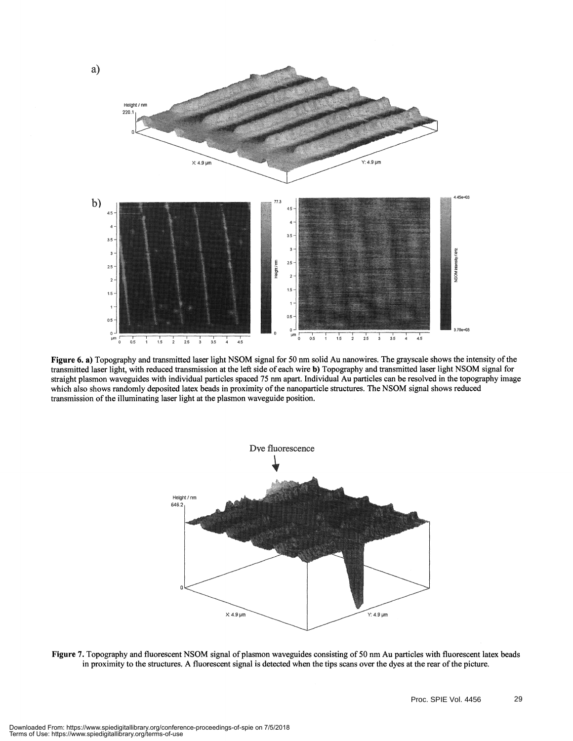**Figure 6. a)** Topography and transmitted laser light NSOM signal for 50 nm solid Au nanowires. The grayscale shows the intensity of the transmitted laser light, with reduced transmission at the left side of each wire **b)** Topography and transmitted laser light NSOM signal for straight plasmon waveguides with individual particles spaced 75 nm apart. Individual Au particles can be resolved in the topography image which also shows randomly deposited latex beads in proximity of the nanoparticle structures. The NSOM signal shows reduced transmission of the illuminating laser light at the plasmon waveguide position.

**Figure 7.** Topography and fluorescent NSOM signal of plasmon waveguides consisting of 50 nm Au particles with fluorescent latex beads in proximity to the structures. A fluorescent signal is detected when the tips scans over the dyes at the rear of the picture.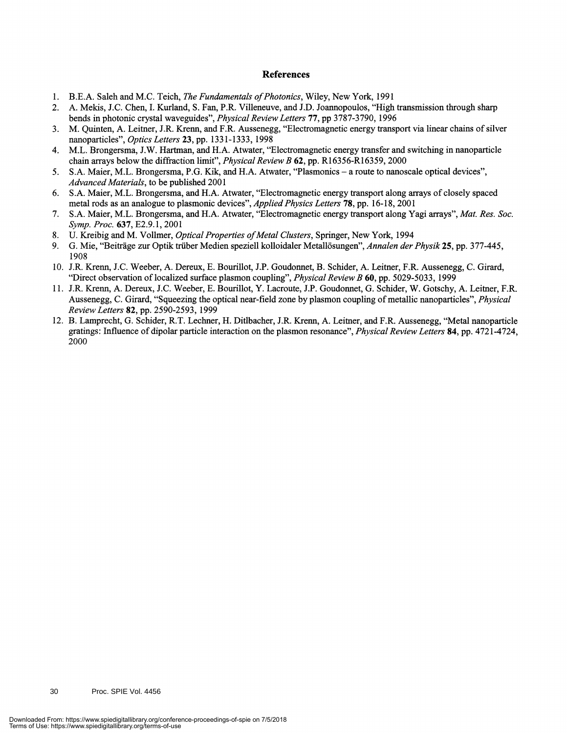## References

1. B.E.A. Saleh and M.C. Teich, *The Fundamentals of Photonics*, Wiley, New York, 1991
2. A. Mekis, J.C. Chen, I. Kurland, S. Fan, P.R. Villeneuve, and J.D. Joannopoulos, "High transmission through sharp bends in photonic crystal waveguides", *Physical Review Letters* **77**, pp 3787-3790, 1996
3. M. Quinten, A. Leitner, J.R. Krenn, and F.R. Aussenegg, "Electromagnetic energy transport via linear chains of silver nanoparticles", *Optics Letters* **23**, pp. 1331-1333, 1998
4. M.L. Brongersma, J.W. Hartman, and H.A. Atwater, "Electromagnetic energy transfer and switching in nanoparticle chain arrays below the diffraction limit", *Physical Review B* **62**, pp. R16356-R16359, 2000
5. S.A. Maier, M.L. Brongersma, P.G. Kik, and H.A. Atwater, "Plasmonics – a route to nanoscale optical devices", *Advanced Materials*, to be published 2001
6. S.A. Maier, M.L. Brongersma, and H.A. Atwater, "Electromagnetic energy transport along arrays of closely spaced metal rods as an analogue to plasmonic devices", *Applied Physics Letters* **78**, pp. 16-18, 2001
7. S.A. Maier, M.L. Brongersma, and H.A. Atwater, "Electromagnetic energy transport along Yagi arrays", *Mat. Res. Soc. Symp. Proc.* **637**, E2.9.1, 2001
8. U. Kreibig and M. Vollmer, *Optical Properties of Metal Clusters*, Springer, New York, 1994
9. G. Mie, "Beiträge zur Optik trüber Medien speziell kolloidaler Metallösungen", *Annalen der Physik* **25**, pp. 377-445, 1908
10. J.R. Krenn, J.C. Weeber, A. Dereux, E. Bourillot, J.P. Goudonnet, B. Schider, A. Leitner, F.R. Aussenegg, C. Girard, "Direct observation of localized surface plasmon coupling", *Physical Review B* **60**, pp. 5029-5033, 1999
11. J.R. Krenn, A. Dereux, J.C. Weeber, E. Bourillot, Y. Lacroute, J.P. Goudonnet, G. Schider, W. Gotschy, A. Leitner, F.R. Aussenegg, C. Girard, "Squeezing the optical near-field zone by plasmon coupling of metallic nanoparticles", *Physical Review Letters* **82**, pp. 2590-2593, 1999
12. B. Lamprecht, G. Schider, R.T. Lechner, H. Ditlbacher, J.R. Krenn, A. Leitner, and F.R. Aussenegg, "Metal nanoparticle gratings: Influence of dipolar particle interaction on the plasmon resonance", *Physical Review Letters* **84**, pp. 4721-4724, 2000